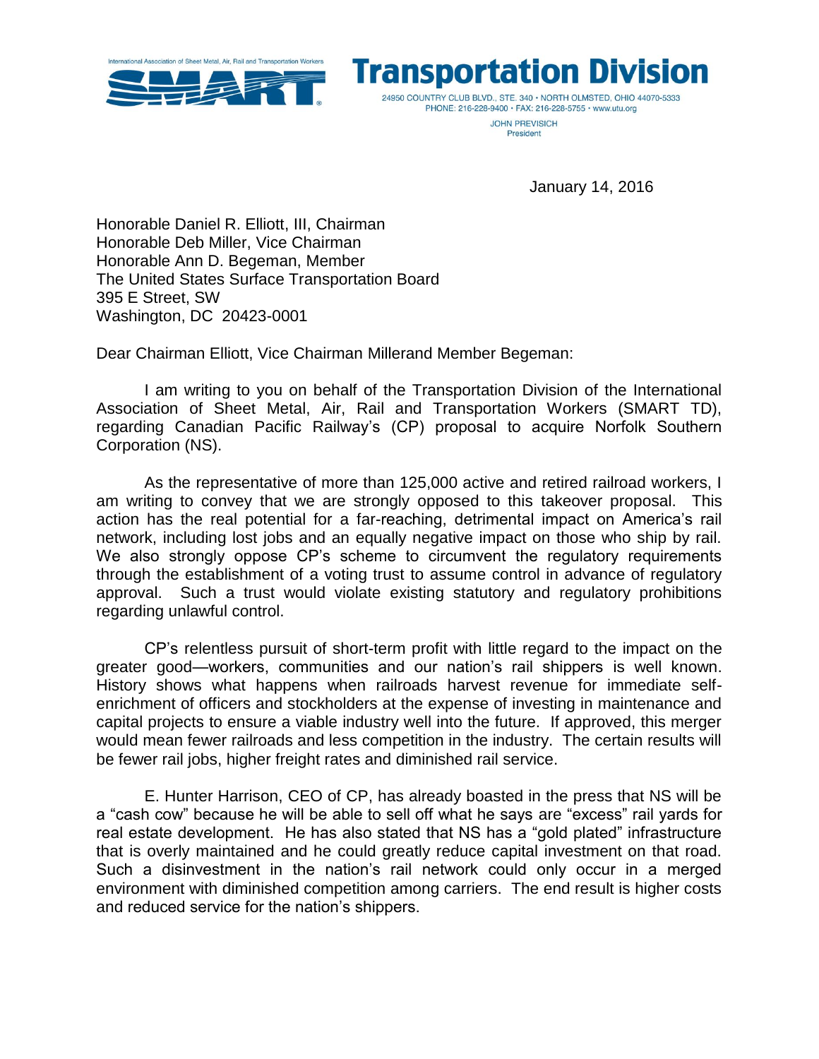International Association of Sheet Metal, Air, Rail and Transportation Workers

**SMART**

# Transportation Division

24950 COUNTRY CLUB BLVD., STE. 340 • NORTH OLMSTED, OHIO 44070-5333
PHONE: 216-228-9400 • FAX: 216-228-5755 • www.utu.org

JOHN PREVISICH
President

January 14, 2016

Honorable Daniel R. Elliott, III, Chairman
Honorable Deb Miller, Vice Chairman
Honorable Ann D. Begeman, Member
The United States Surface Transportation Board
395 E Street, SW
Washington, DC 20423-0001

Dear Chairman Elliott, Vice Chairman Millerand Member Begeman:

I am writing to you on behalf of the Transportation Division of the International Association of Sheet Metal, Air, Rail and Transportation Workers (SMART TD), regarding Canadian Pacific Railway's (CP) proposal to acquire Norfolk Southern Corporation (NS).

As the representative of more than 125,000 active and retired railroad workers, I am writing to convey that we are strongly opposed to this takeover proposal. This action has the real potential for a far-reaching, detrimental impact on America's rail network, including lost jobs and an equally negative impact on those who ship by rail. We also strongly oppose CP's scheme to circumvent the regulatory requirements through the establishment of a voting trust to assume control in advance of regulatory approval. Such a trust would violate existing statutory and regulatory prohibitions regarding unlawful control.

CP's relentless pursuit of short-term profit with little regard to the impact on the greater good—workers, communities and our nation's rail shippers is well known. History shows what happens when railroads harvest revenue for immediate self-enrichment of officers and stockholders at the expense of investing in maintenance and capital projects to ensure a viable industry well into the future. If approved, this merger would mean fewer railroads and less competition in the industry. The certain results will be fewer rail jobs, higher freight rates and diminished rail service.

E. Hunter Harrison, CEO of CP, has already boasted in the press that NS will be a "cash cow" because he will be able to sell off what he says are "excess" rail yards for real estate development. He has also stated that NS has a "gold plated" infrastructure that is overly maintained and he could greatly reduce capital investment on that road. Such a disinvestment in the nation's rail network could only occur in a merged environment with diminished competition among carriers. The end result is higher costs and reduced service for the nation's shippers.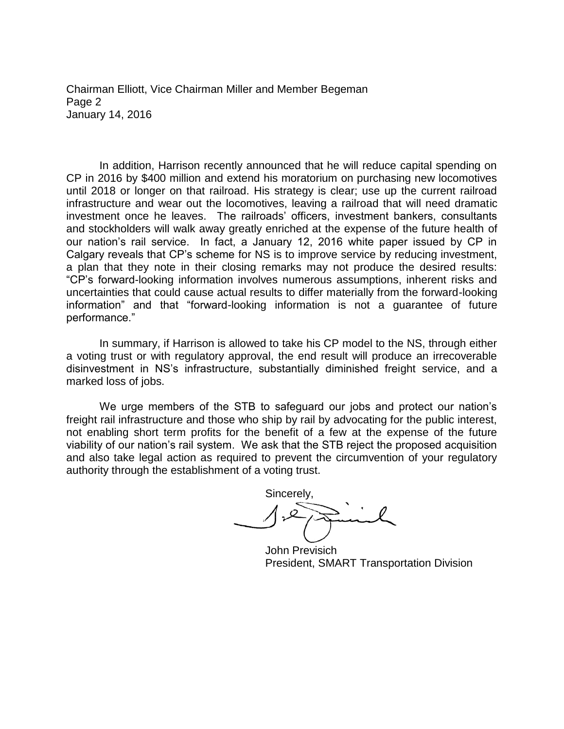In addition, Harrison recently announced that he will reduce capital spending on CP in 2016 by $400 million and extend his moratorium on purchasing new locomotives until 2018 or longer on that railroad. His strategy is clear; use up the current railroad infrastructure and wear out the locomotives, leaving a railroad that will need dramatic investment once he leaves. The railroads' officers, investment bankers, consultants and stockholders will walk away greatly enriched at the expense of the future health of our nation's rail service. In fact, a January 12, 2016 white paper issued by CP in Calgary reveals that CP's scheme for NS is to improve service by reducing investment, a plan that they note in their closing remarks may not produce the desired results: "CP's forward-looking information involves numerous assumptions, inherent risks and uncertainties that could cause actual results to differ materially from the forward-looking information" and that "forward-looking information is not a guarantee of future performance."

In summary, if Harrison is allowed to take his CP model to the NS, through either a voting trust or with regulatory approval, the end result will produce an irrecoverable disinvestment in NS's infrastructure, substantially diminished freight service, and a marked loss of jobs.

We urge members of the STB to safeguard our jobs and protect our nation's freight rail infrastructure and those who ship by rail by advocating for the public interest, not enabling short term profits for the benefit of a few at the expense of the future viability of our nation's rail system. We ask that the STB reject the proposed acquisition and also take legal action as required to prevent the circumvention of your regulatory authority through the establishment of a voting trust.

Sincerely,

John Previsich
President, SMART Transportation Division